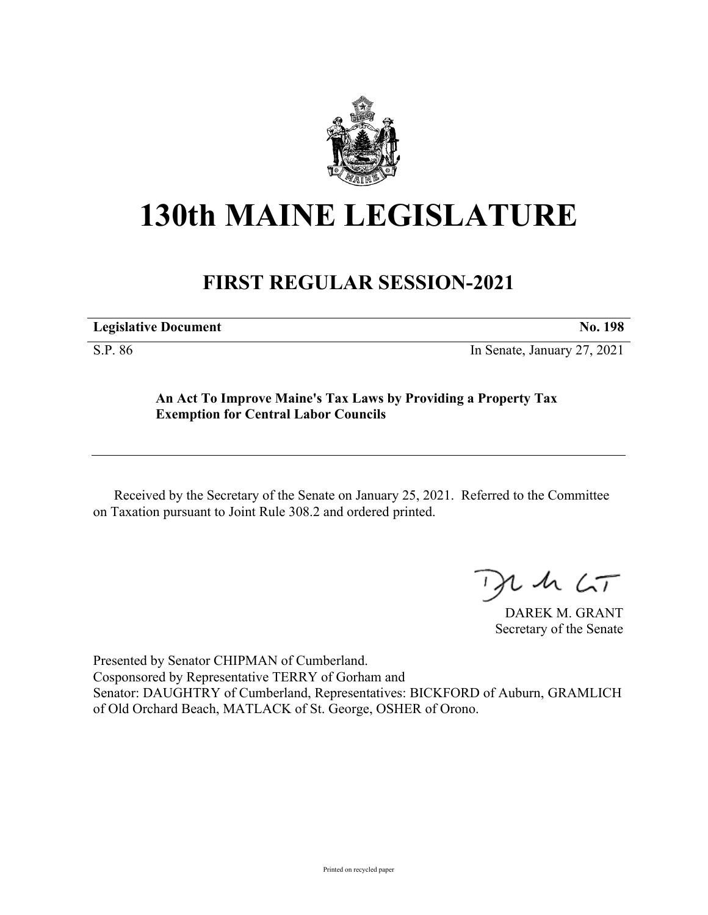# 130th MAINE LEGISLATURE

## FIRST REGULAR SESSION-2021

| **Legislative Document** | **No. 198** |
|---|---|
| S.P. 86 | In Senate, January 27, 2021 |

**An Act To Improve Maine's Tax Laws by Providing a Property Tax Exemption for Central Labor Councils**

Received by the Secretary of the Senate on January 25, 2021. Referred to the Committee on Taxation pursuant to Joint Rule 308.2 and ordered printed.

DAREK M. GRANT
Secretary of the Senate

Presented by Senator CHIPMAN of Cumberland.
Cosponsored by Representative TERRY of Gorham and
Senator: DAUGHTRY of Cumberland, Representatives: BICKFORD of Auburn, GRAMLICH of Old Orchard Beach, MATLACK of St. George, OSHER of Orono.

Printed on recycled paper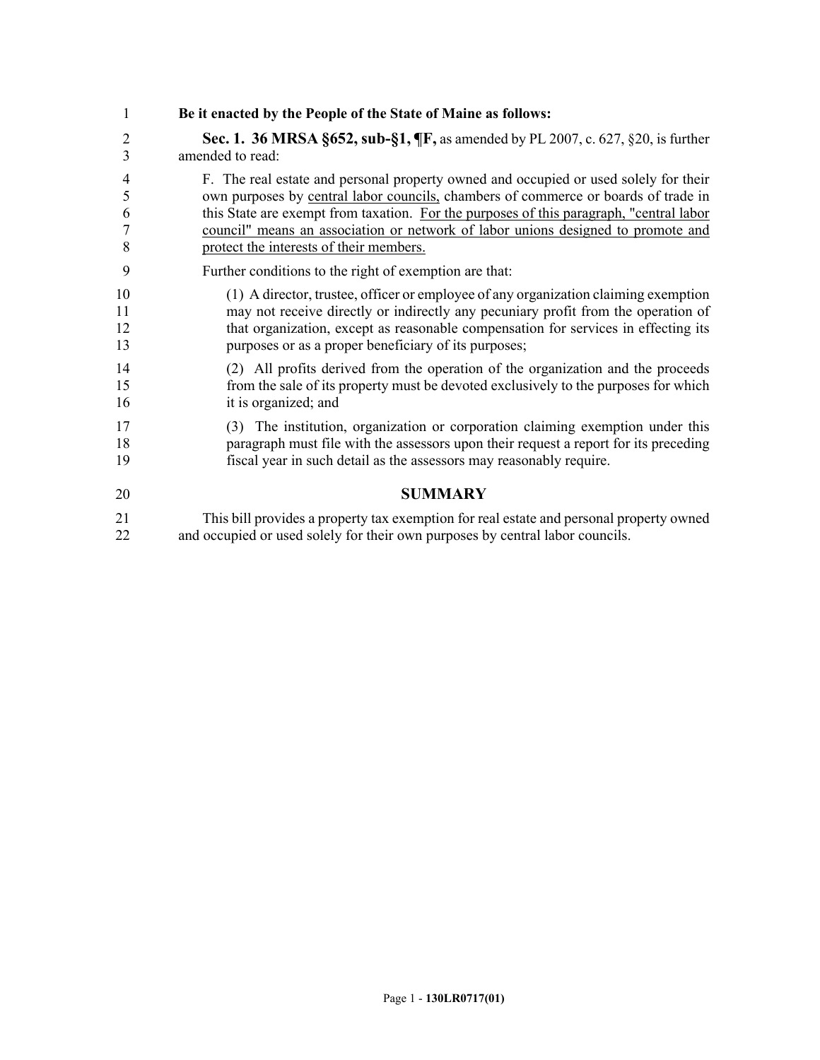**Be it enacted by the People of the State of Maine as follows:**

**Sec. 1. 36 MRSA §652, sub-§1, ¶F,** as amended by PL 2007, c. 627, §20, is further amended to read:

F. The real estate and personal property owned and occupied or used solely for their own purposes by <u>central labor councils,</u> chambers of commerce or boards of trade in this State are exempt from taxation. <u>For the purposes of this paragraph, "central labor council" means an association or network of labor unions designed to promote and protect the interests of their members.</u>

Further conditions to the right of exemption are that:

(1) A director, trustee, officer or employee of any organization claiming exemption may not receive directly or indirectly any pecuniary profit from the operation of that organization, except as reasonable compensation for services in effecting its purposes or as a proper beneficiary of its purposes;

(2) All profits derived from the operation of the organization and the proceeds from the sale of its property must be devoted exclusively to the purposes for which it is organized; and

(3) The institution, organization or corporation claiming exemption under this paragraph must file with the assessors upon their request a report for its preceding fiscal year in such detail as the assessors may reasonably require.

## SUMMARY

This bill provides a property tax exemption for real estate and personal property owned and occupied or used solely for their own purposes by central labor councils.